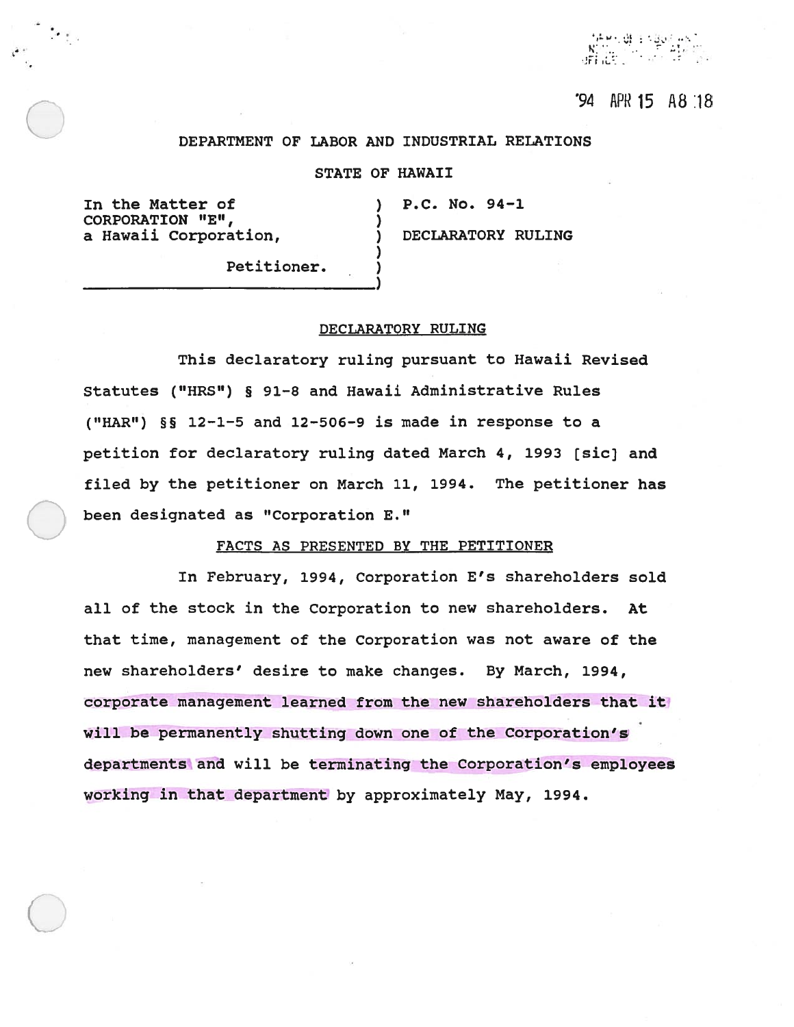'94 APR 15 A8 :18

DEPARTMENT OF LABOR AND INDUSTRIAL RELATIONS

STATE OF HAWAII

| In the Matter of CORPORATION "E", a Hawaii Corporation, Petitioner. | P.C. No. 94-1 DECLARATORY RULING |
|---|---|

## DECLARATORY RULING

This declaratory ruling pursuant to Hawaii Revised Statutes ("HRS") § 91-8 and Hawaii Administrative Rules ("HAR") §§ 12-1-5 and 12-506-9 is made in response to a petition for declaratory ruling dated March 4, 1993 [sic] and filed by the petitioner on March 11, 1994. The petitioner has been designated as "Corporation E."

### FACTS AS PRESENTED BY THE PETITIONER

In February, 1994, Corporation E's shareholders sold all of the stock in the Corporation to new shareholders. At that time, management of the Corporation was not aware of the new shareholders' desire to make changes. By March, 1994, corporate management learned from the new shareholders that it will be permanently shutting down one of the Corporation's departments and will be terminating the Corporation's employees working in that department by approximately May, 1994.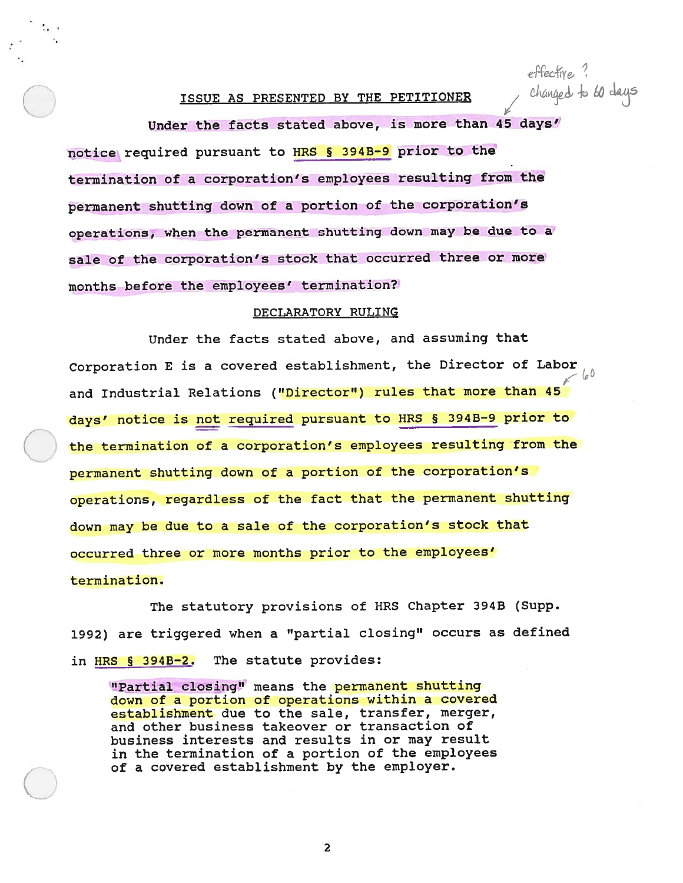## ISSUE AS PRESENTED BY THE PETITIONER

effective ? changed to 60 days

Under the facts stated above, is more than 45 days' notice required pursuant to HRS § 394B-9 prior to the termination of a corporation's employees resulting from the permanent shutting down of a portion of the corporation's operations, when the permanent shutting down may be due to a sale of the corporation's stock that occurred three or more months before the employees' termination?

## DECLARATORY RULING

Under the facts stated above, and assuming that Corporation E is a covered establishment, the Director of Labor and Industrial Relations ("Director") rules that more than 45 (60) days' notice is not required pursuant to HRS § 394B-9 prior to the termination of a corporation's employees resulting from the permanent shutting down of a portion of the corporation's operations, regardless of the fact that the permanent shutting down may be due to a sale of the corporation's stock that occurred three or more months prior to the employees' termination.

The statutory provisions of HRS Chapter 394B (Supp. 1992) are triggered when a "partial closing" occurs as defined in HRS § 394B-2. The statute provides:

> "Partial closing" means the permanent shutting down of a portion of operations within a covered establishment due to the sale, transfer, merger, and other business takeover or transaction of business interests and results in or may result in the termination of a portion of the employees of a covered establishment by the employer.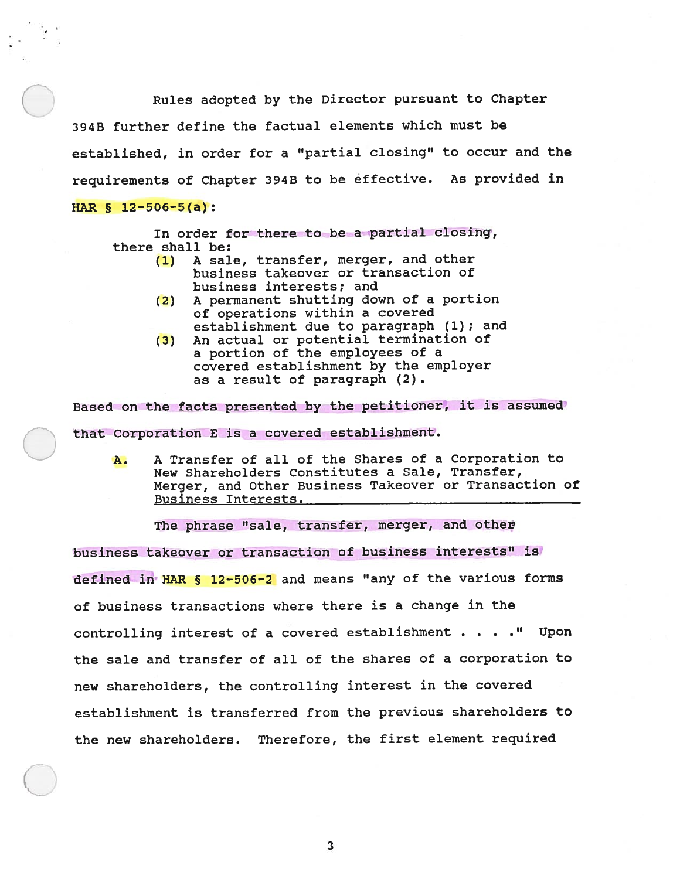Rules adopted by the Director pursuant to Chapter 394B further define the factual elements which must be established, in order for a "partial closing" to occur and the requirements of Chapter 394B to be effective. As provided in HAR § 12-506-5(a):

> In order for there to be a partial closing, there shall be:
>
> (1) A sale, transfer, merger, and other business takeover or transaction of business interests; and
>
> (2) A permanent shutting down of a portion of operations within a covered establishment due to paragraph (1); and
>
> (3) An actual or potential termination of a portion of the employees of a covered establishment by the employer as a result of paragraph (2).

Based on the facts presented by the petitioner, it is assumed that Corporation E is a covered establishment.

A. <u>A Transfer of all of the Shares of a Corporation to New Shareholders Constitutes a Sale, Transfer, Merger, and Other Business Takeover or Transaction of Business Interests.</u>

The phrase "sale, transfer, merger, and other business takeover or transaction of business interests" is defined in HAR § 12-506-2 and means "any of the various forms of business transactions where there is a change in the controlling interest of a covered establishment . . . ." Upon the sale and transfer of all of the shares of a corporation to new shareholders, the controlling interest in the covered establishment is transferred from the previous shareholders to the new shareholders. Therefore, the first element required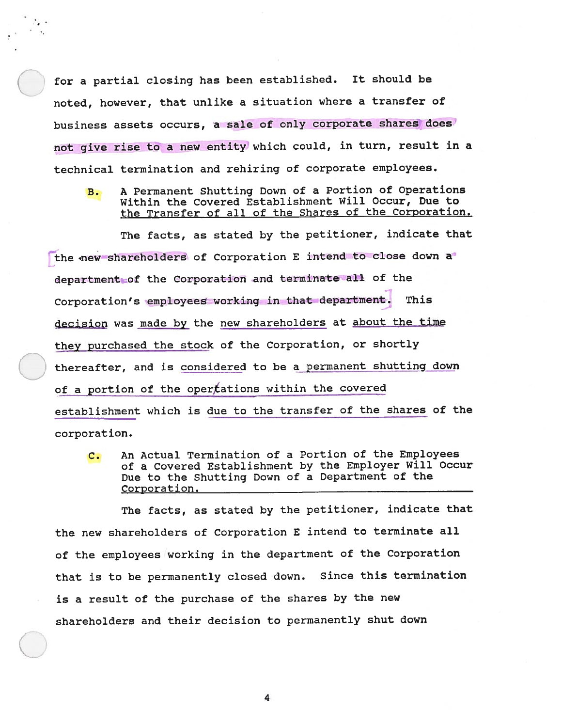for a partial closing has been established. It should be noted, however, that unlike a situation where a transfer of business assets occurs, a sale of only corporate shares does not give rise to a new entity which could, in turn, result in a technical termination and rehiring of corporate employees.

B. <u>A Permanent Shutting Down of a Portion of Operations Within the Covered Establishment Will Occur, Due to the Transfer of all of the Shares of the Corporation.</u>

The facts, as stated by the petitioner, indicate that the new shareholders of Corporation E intend to close down a department of the Corporation and terminate all of the Corporation's employees working in that department. This decision was made by the new shareholders at about the time they purchased the stock of the Corporation, or shortly thereafter, and is considered to be a permanent shutting down of a portion of the opertations within the covered establishment which is due to the transfer of the shares of the corporation.

C. <u>An Actual Termination of a Portion of the Employees of a Covered Establishment by the Employer Will Occur Due to the Shutting Down of a Department of the Corporation.</u>

The facts, as stated by the petitioner, indicate that the new shareholders of Corporation E intend to terminate all of the employees working in the department of the Corporation that is to be permanently closed down. Since this termination is a result of the purchase of the shares by the new shareholders and their decision to permanently shut down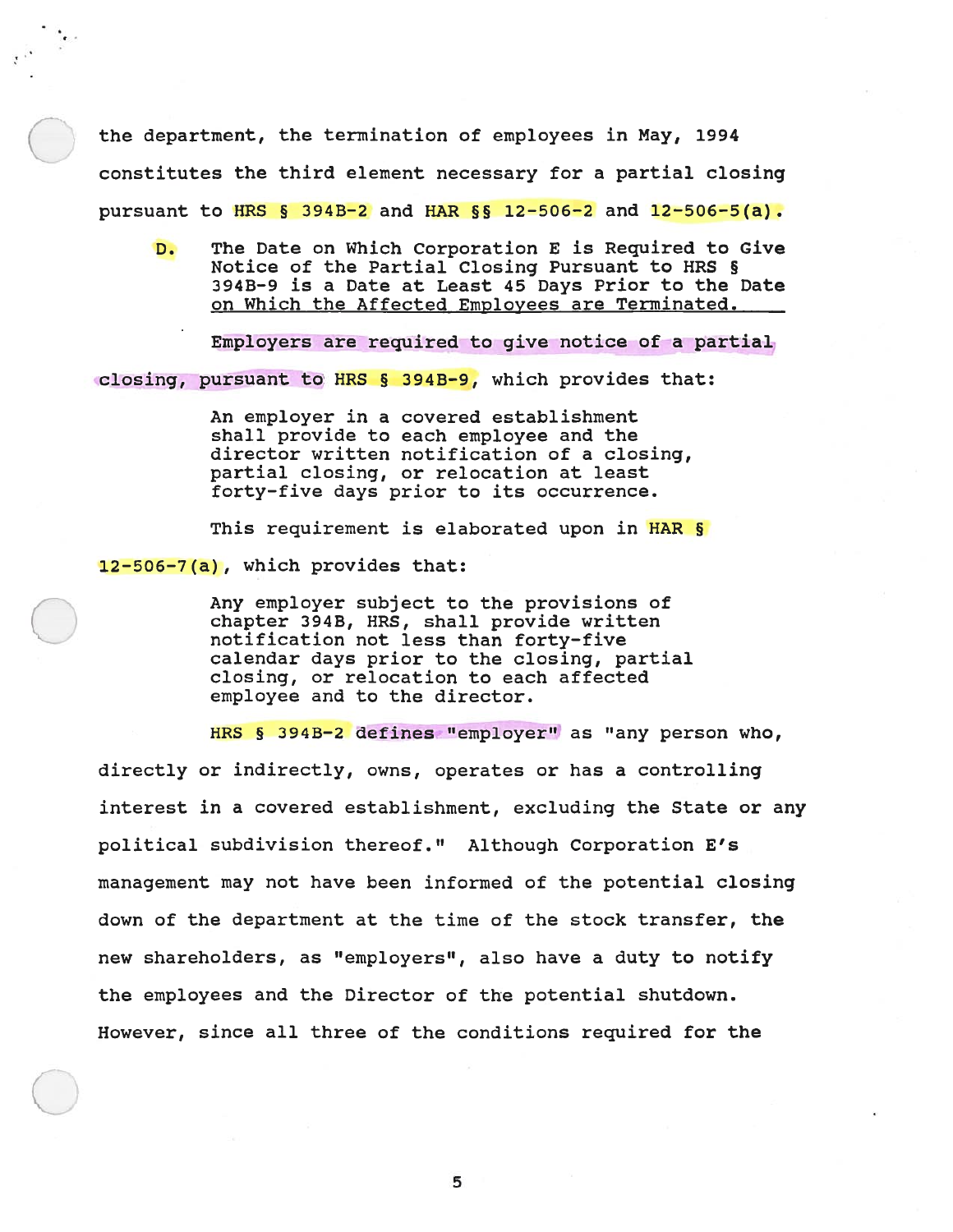the department, the termination of employees in May, 1994 constitutes the third element necessary for a partial closing pursuant to HRS § 394B-2 and HAR §§ 12-506-2 and 12-506-5(a).

**D. <u>The Date on Which Corporation E is Required to Give Notice of the Partial Closing Pursuant to HRS § 394B-9 is a Date at Least 45 Days Prior to the Date on Which the Affected Employees are Terminated.</u>**

Employers are required to give notice of a partial closing, pursuant to HRS § 394B-9, which provides that:

> An employer in a covered establishment shall provide to each employee and the director written notification of a closing, partial closing, or relocation at least forty-five days prior to its occurrence.

This requirement is elaborated upon in HAR § 12-506-7(a), which provides that:

> Any employer subject to the provisions of chapter 394B, HRS, shall provide written notification not less than forty-five calendar days prior to the closing, partial closing, or relocation to each affected employee and to the director.

HRS § 394B-2 defines "employer" as "any person who, directly or indirectly, owns, operates or has a controlling interest in a covered establishment, excluding the State or any political subdivision thereof." Although Corporation E's management may not have been informed of the potential closing down of the department at the time of the stock transfer, the new shareholders, as "employers", also have a duty to notify the employees and the Director of the potential shutdown. However, since all three of the conditions required for the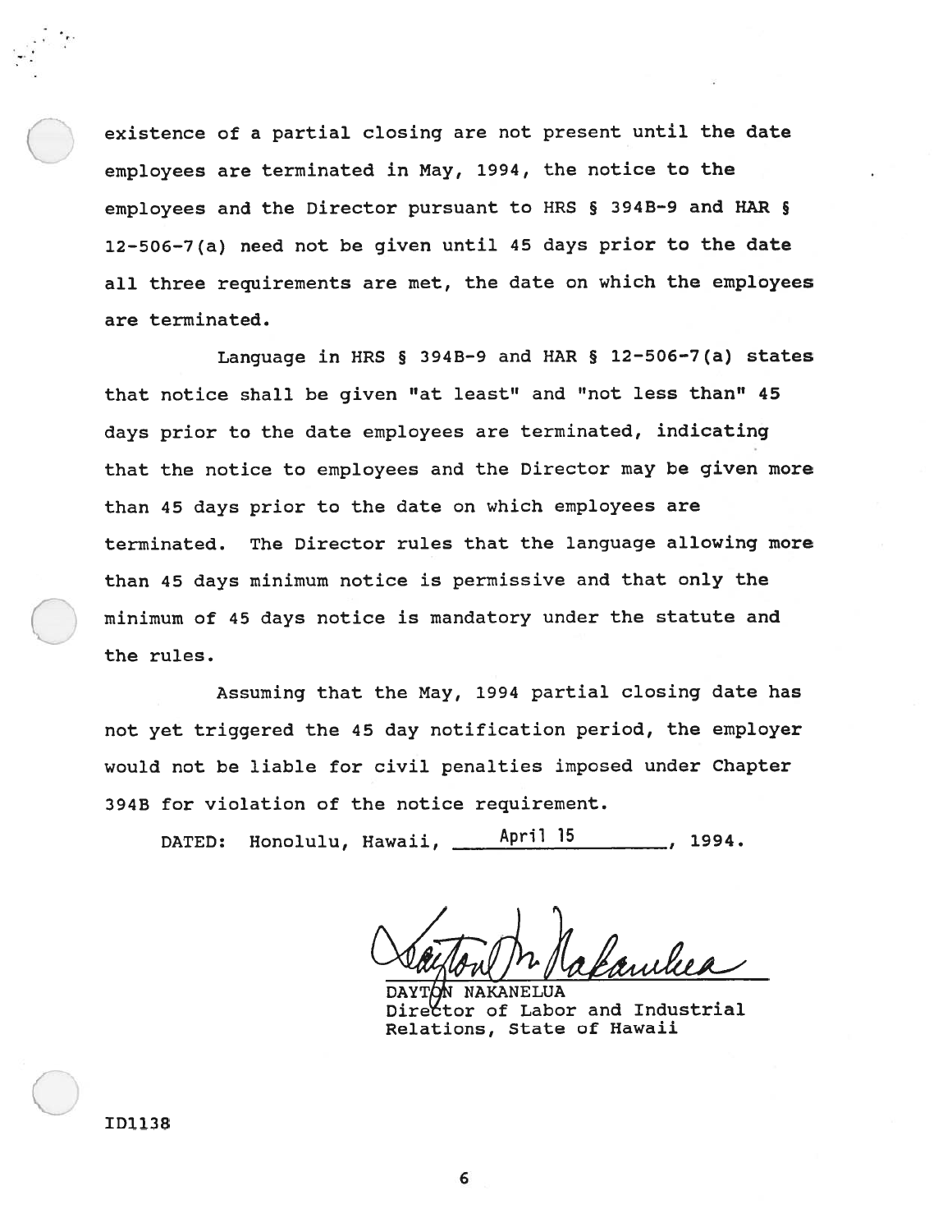existence of a partial closing are not present until the date employees are terminated in May, 1994, the notice to the employees and the Director pursuant to HRS § 394B-9 and HAR § 12-506-7(a) need not be given until 45 days prior to the date all three requirements are met, the date on which the employees are terminated.

Language in HRS § 394B-9 and HAR § 12-506-7(a) states that notice shall be given "at least" and "not less than" 45 days prior to the date employees are terminated, indicating that the notice to employees and the Director may be given more than 45 days prior to the date on which employees are terminated. The Director rules that the language allowing more than 45 days minimum notice is permissive and that only the minimum of 45 days notice is mandatory under the statute and the rules.

Assuming that the May, 1994 partial closing date has not yet triggered the 45 day notification period, the employer would not be liable for civil penalties imposed under Chapter 394B for violation of the notice requirement.

DATED: Honolulu, Hawaii, April 15, 1994.

DAYTON NAKANELUA
Director of Labor and Industrial Relations, State of Hawaii

ID1138